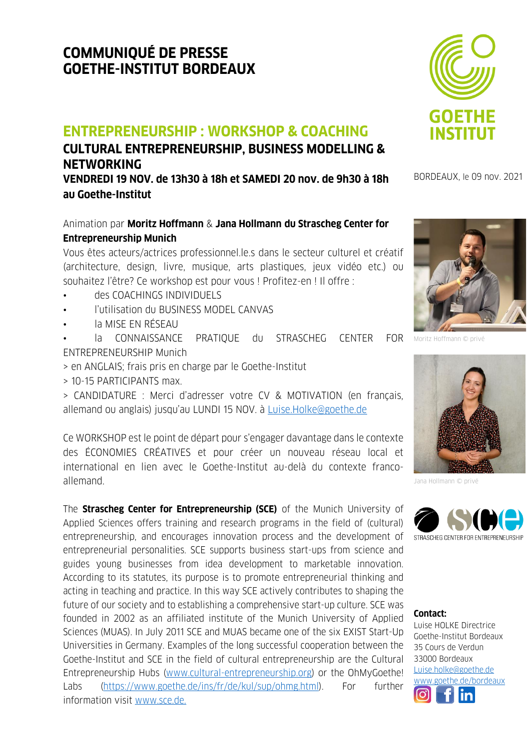# COMMUNIQUÉ DE PRESSE
# GOETHE-INSTITUT BORDEAUX

BORDEAUX, le 09 nov. 2021

## ENTREPRENEURSHIP : WORKSHOP & COACHING

### CULTURAL ENTREPRENEURSHIP, BUSINESS MODELLING & NETWORKING

**VENDREDI 19 NOV. de 13h30 à 18h et SAMEDI 20 nov. de 9h30 à 18h au Goethe-Institut**

Animation par **Moritz Hoffmann** & **Jana Hollmann du Strascheg Center for Entrepreneurship Munich**

Vous êtes acteurs/actrices professionnel.le.s dans le secteur culturel et créatif (architecture, design, livre, musique, arts plastiques, jeux vidéo etc.) ou souhaitez l'être? Ce workshop est pour vous ! Profitez-en ! Il offre :

- des COACHINGS INDIVIDUELS
- l'utilisation du BUSINESS MODEL CANVAS
- la MISE EN RÉSEAU
- la CONNAISSANCE PRATIQUE du STRASCHEG CENTER FOR ENTREPRENEURSHIP Munich

> en ANGLAIS; frais pris en charge par le Goethe-Institut
> 10-15 PARTICIPANTS max.
> CANDIDATURE : Merci d'adresser votre CV & MOTIVATION (en français, allemand ou anglais) jusqu'au LUNDI 15 NOV. à Luise.Holke@goethe.de

Moritz Hoffmann © privé

Ce WORKSHOP est le point de départ pour s'engager davantage dans le contexte des ÉCONOMIES CRÉATIVES et pour créer un nouveau réseau local et international en lien avec le Goethe-Institut au-delà du contexte franco-allemand.

Jana Hollmann © privé

The **Strascheg Center for Entrepreneurship (SCE)** of the Munich University of Applied Sciences offers training and research programs in the field of (cultural) entrepreneurship, and encourages innovation process and the development of entrepreneurial personalities. SCE supports business start-ups from science and guides young businesses from idea development to marketable innovation. According to its statutes, its purpose is to promote entrepreneurial thinking and acting in teaching and practice. In this way SCE actively contributes to shaping the future of our society and to establishing a comprehensive start-up culture. SCE was founded in 2002 as an affiliated institute of the Munich University of Applied Sciences (MUAS). In July 2011 SCE and MUAS became one of the six EXIST Start-Up Universities in Germany. Examples of the long successful cooperation between the Goethe-Institut and SCE in the field of cultural entrepreneurship are the Cultural Entrepreneurship Hubs (www.cultural-entrepreneurship.org) or the OhMyGoethe! Labs (https://www.goethe.de/ins/fr/de/kul/sup/ohmg.html). For further information visit www.sce.de.

STRASCHEG CENTER FOR ENTREPRENEURSHIP

**Contact:**
Luise HOLKE Directrice
Goethe-Institut Bordeaux
35 Cours de Verdun
33000 Bordeaux
Luise.holke@goethe.de
www.goethe.de/bordeaux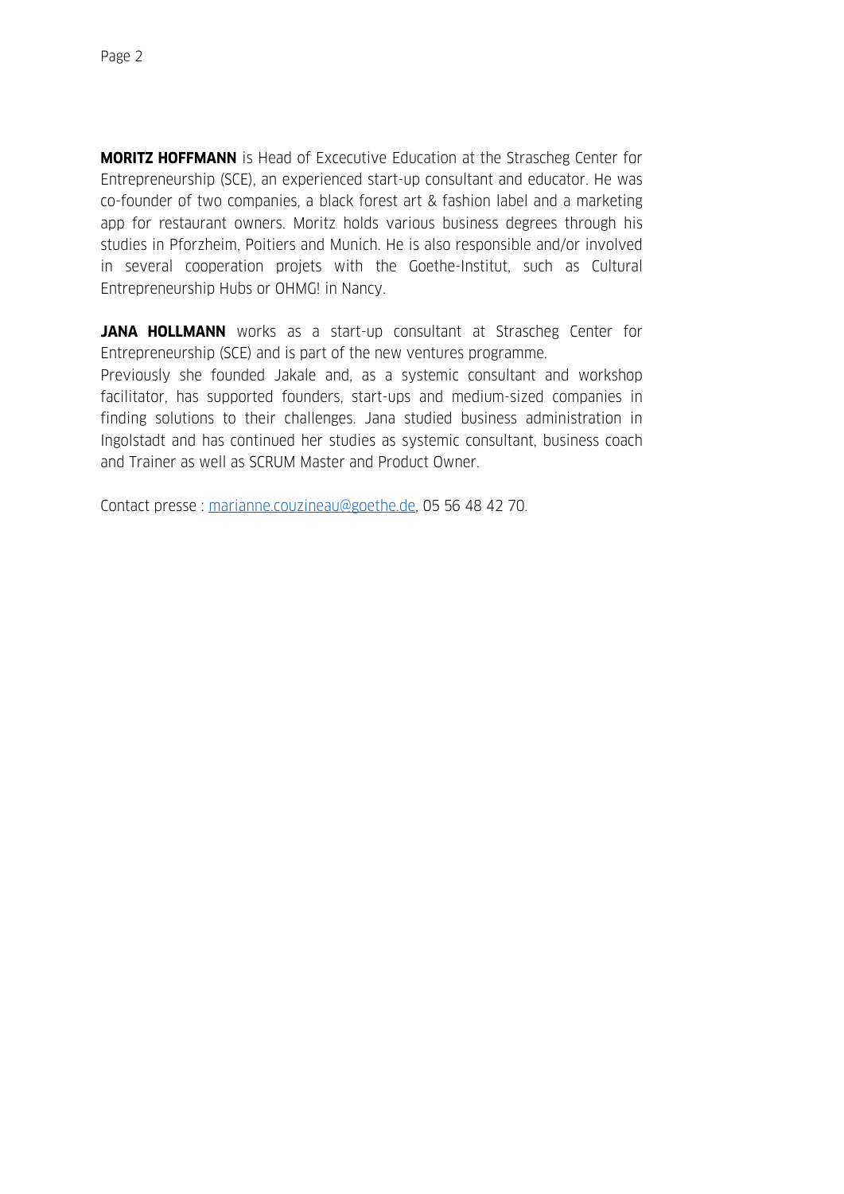**MORITZ HOFFMANN** is Head of Excecutive Education at the Strascheg Center for Entrepreneurship (SCE), an experienced start-up consultant and educator. He was co-founder of two companies, a black forest art & fashion label and a marketing app for restaurant owners. Moritz holds various business degrees through his studies in Pforzheim, Poitiers and Munich. He is also responsible and/or involved in several cooperation projets with the Goethe-Institut, such as Cultural Entrepreneurship Hubs or OHMG! in Nancy.

**JANA HOLLMANN** works as a start-up consultant at Strascheg Center for Entrepreneurship (SCE) and is part of the new ventures programme.
Previously she founded Jakale and, as a systemic consultant and workshop facilitator, has supported founders, start-ups and medium-sized companies in finding solutions to their challenges. Jana studied business administration in Ingolstadt and has continued her studies as systemic consultant, business coach and Trainer as well as SCRUM Master and Product Owner.

Contact presse : marianne.couzineau@goethe.de, 05 56 48 42 70.